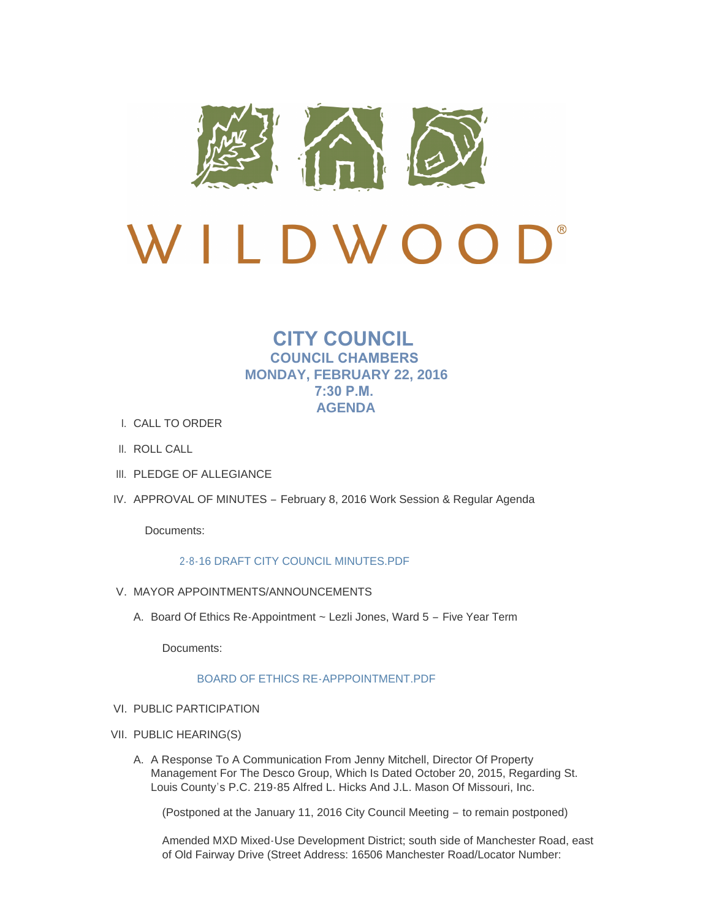WILDWOOD®

# CITY COUNCIL

## COUNCIL CHAMBERS
## MONDAY, FEBRUARY 22, 2016
## 7:30 P.M.
## AGENDA

I. CALL TO ORDER

II. ROLL CALL

III. PLEDGE OF ALLEGIANCE

IV. APPROVAL OF MINUTES – February 8, 2016 Work Session & Regular Agenda

   Documents:

   2-8-16 DRAFT CITY COUNCIL MINUTES.PDF

V. MAYOR APPOINTMENTS/ANNOUNCEMENTS

   A. Board Of Ethics Re-Appointment ~ Lezli Jones, Ward 5 – Five Year Term

      Documents:

      BOARD OF ETHICS RE-APPPOINTMENT.PDF

VI. PUBLIC PARTICIPATION

VII. PUBLIC HEARING(S)

   A. A Response To A Communication From Jenny Mitchell, Director Of Property Management For The Desco Group, Which Is Dated October 20, 2015, Regarding St. Louis County's P.C. 219-85 Alfred L. Hicks And J.L. Mason Of Missouri, Inc.

      (Postponed at the January 11, 2016 City Council Meeting – to remain postponed)

      Amended MXD Mixed-Use Development District; south side of Manchester Road, east of Old Fairway Drive (Street Address: 16506 Manchester Road/Locator Number: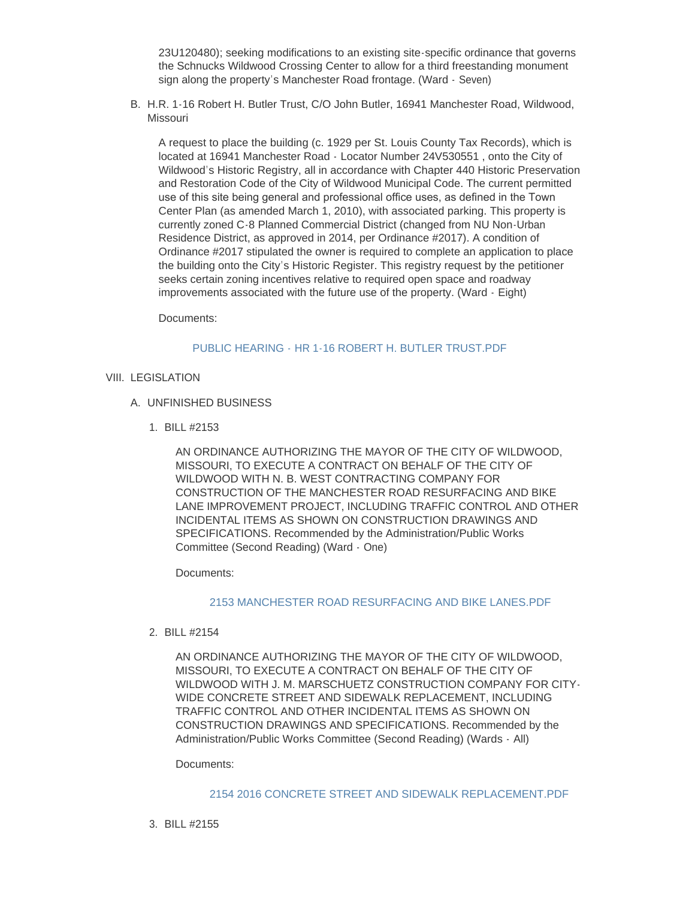23U120480); seeking modifications to an existing site-specific ordinance that governs the Schnucks Wildwood Crossing Center to allow for a third freestanding monument sign along the property's Manchester Road frontage. (Ward - Seven)

B. H.R. 1-16 Robert H. Butler Trust, C/O John Butler, 16941 Manchester Road, Wildwood, Missouri

   A request to place the building (c. 1929 per St. Louis County Tax Records), which is located at 16941 Manchester Road - Locator Number 24V530551 , onto the City of Wildwood's Historic Registry, all in accordance with Chapter 440 Historic Preservation and Restoration Code of the City of Wildwood Municipal Code. The current permitted use of this site being general and professional office uses, as defined in the Town Center Plan (as amended March 1, 2010), with associated parking. This property is currently zoned C-8 Planned Commercial District (changed from NU Non-Urban Residence District, as approved in 2014, per Ordinance #2017). A condition of Ordinance #2017 stipulated the owner is required to complete an application to place the building onto the City's Historic Register. This registry request by the petitioner seeks certain zoning incentives relative to required open space and roadway improvements associated with the future use of the property. (Ward - Eight)

   Documents:

   PUBLIC HEARING - HR 1-16 ROBERT H. BUTLER TRUST.PDF

VIII. LEGISLATION

A. UNFINISHED BUSINESS

1. BILL #2153

   AN ORDINANCE AUTHORIZING THE MAYOR OF THE CITY OF WILDWOOD, MISSOURI, TO EXECUTE A CONTRACT ON BEHALF OF THE CITY OF WILDWOOD WITH N. B. WEST CONTRACTING COMPANY FOR CONSTRUCTION OF THE MANCHESTER ROAD RESURFACING AND BIKE LANE IMPROVEMENT PROJECT, INCLUDING TRAFFIC CONTROL AND OTHER INCIDENTAL ITEMS AS SHOWN ON CONSTRUCTION DRAWINGS AND SPECIFICATIONS. Recommended by the Administration/Public Works Committee (Second Reading) (Ward - One)

   Documents:

   2153 MANCHESTER ROAD RESURFACING AND BIKE LANES.PDF

2. BILL #2154

   AN ORDINANCE AUTHORIZING THE MAYOR OF THE CITY OF WILDWOOD, MISSOURI, TO EXECUTE A CONTRACT ON BEHALF OF THE CITY OF WILDWOOD WITH J. M. MARSCHUETZ CONSTRUCTION COMPANY FOR CITY-WIDE CONCRETE STREET AND SIDEWALK REPLACEMENT, INCLUDING TRAFFIC CONTROL AND OTHER INCIDENTAL ITEMS AS SHOWN ON CONSTRUCTION DRAWINGS AND SPECIFICATIONS. Recommended by the Administration/Public Works Committee (Second Reading) (Wards - All)

   Documents:

   2154 2016 CONCRETE STREET AND SIDEWALK REPLACEMENT.PDF

3. BILL #2155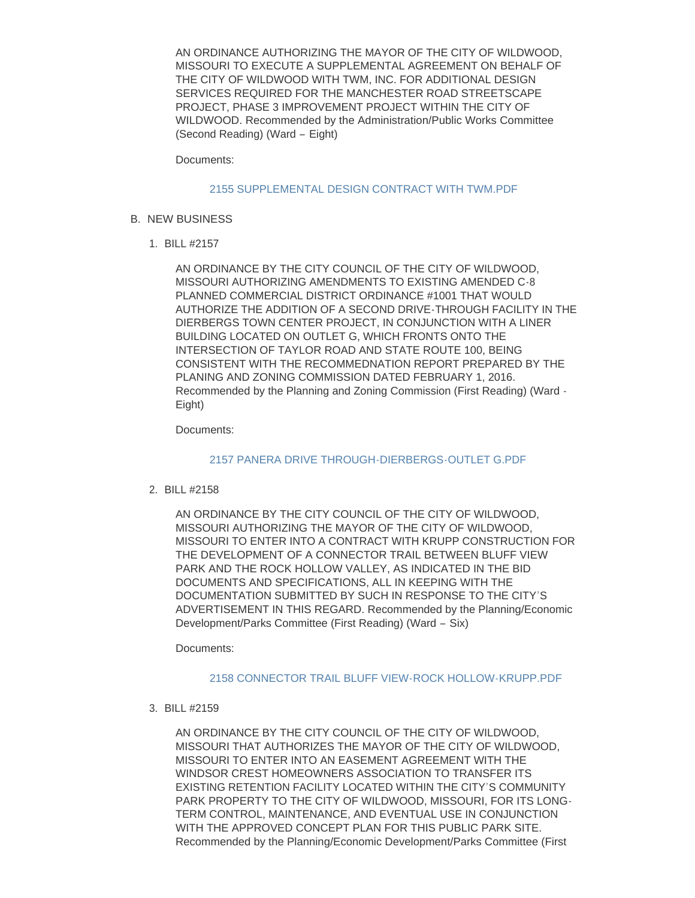AN ORDINANCE AUTHORIZING THE MAYOR OF THE CITY OF WILDWOOD, MISSOURI TO EXECUTE A SUPPLEMENTAL AGREEMENT ON BEHALF OF THE CITY OF WILDWOOD WITH TWM, INC. FOR ADDITIONAL DESIGN SERVICES REQUIRED FOR THE MANCHESTER ROAD STREETSCAPE PROJECT, PHASE 3 IMPROVEMENT PROJECT WITHIN THE CITY OF WILDWOOD. Recommended by the Administration/Public Works Committee (Second Reading) (Ward – Eight)

Documents:

2155 SUPPLEMENTAL DESIGN CONTRACT WITH TWM.PDF

B. NEW BUSINESS

1. BILL #2157

   AN ORDINANCE BY THE CITY COUNCIL OF THE CITY OF WILDWOOD, MISSOURI AUTHORIZING AMENDMENTS TO EXISTING AMENDED C-8 PLANNED COMMERCIAL DISTRICT ORDINANCE #1001 THAT WOULD AUTHORIZE THE ADDITION OF A SECOND DRIVE-THROUGH FACILITY IN THE DIERBERGS TOWN CENTER PROJECT, IN CONJUNCTION WITH A LINER BUILDING LOCATED ON OUTLET G, WHICH FRONTS ONTO THE INTERSECTION OF TAYLOR ROAD AND STATE ROUTE 100, BEING CONSISTENT WITH THE RECOMMEDNATION REPORT PREPARED BY THE PLANING AND ZONING COMMISSION DATED FEBRUARY 1, 2016. Recommended by the Planning and Zoning Commission (First Reading) (Ward - Eight)

   Documents:

   2157 PANERA DRIVE THROUGH-DIERBERGS-OUTLET G.PDF

2. BILL #2158

   AN ORDINANCE BY THE CITY COUNCIL OF THE CITY OF WILDWOOD, MISSOURI AUTHORIZING THE MAYOR OF THE CITY OF WILDWOOD, MISSOURI TO ENTER INTO A CONTRACT WITH KRUPP CONSTRUCTION FOR THE DEVELOPMENT OF A CONNECTOR TRAIL BETWEEN BLUFF VIEW PARK AND THE ROCK HOLLOW VALLEY, AS INDICATED IN THE BID DOCUMENTS AND SPECIFICATIONS, ALL IN KEEPING WITH THE DOCUMENTATION SUBMITTED BY SUCH IN RESPONSE TO THE CITY'S ADVERTISEMENT IN THIS REGARD. Recommended by the Planning/Economic Development/Parks Committee (First Reading) (Ward – Six)

   Documents:

   2158 CONNECTOR TRAIL BLUFF VIEW-ROCK HOLLOW-KRUPP.PDF

3. BILL #2159

   AN ORDINANCE BY THE CITY COUNCIL OF THE CITY OF WILDWOOD, MISSOURI THAT AUTHORIZES THE MAYOR OF THE CITY OF WILDWOOD, MISSOURI TO ENTER INTO AN EASEMENT AGREEMENT WITH THE WINDSOR CREST HOMEOWNERS ASSOCIATION TO TRANSFER ITS EXISTING RETENTION FACILITY LOCATED WITHIN THE CITY'S COMMUNITY PARK PROPERTY TO THE CITY OF WILDWOOD, MISSOURI, FOR ITS LONG-TERM CONTROL, MAINTENANCE, AND EVENTUAL USE IN CONJUNCTION WITH THE APPROVED CONCEPT PLAN FOR THIS PUBLIC PARK SITE. Recommended by the Planning/Economic Development/Parks Committee (First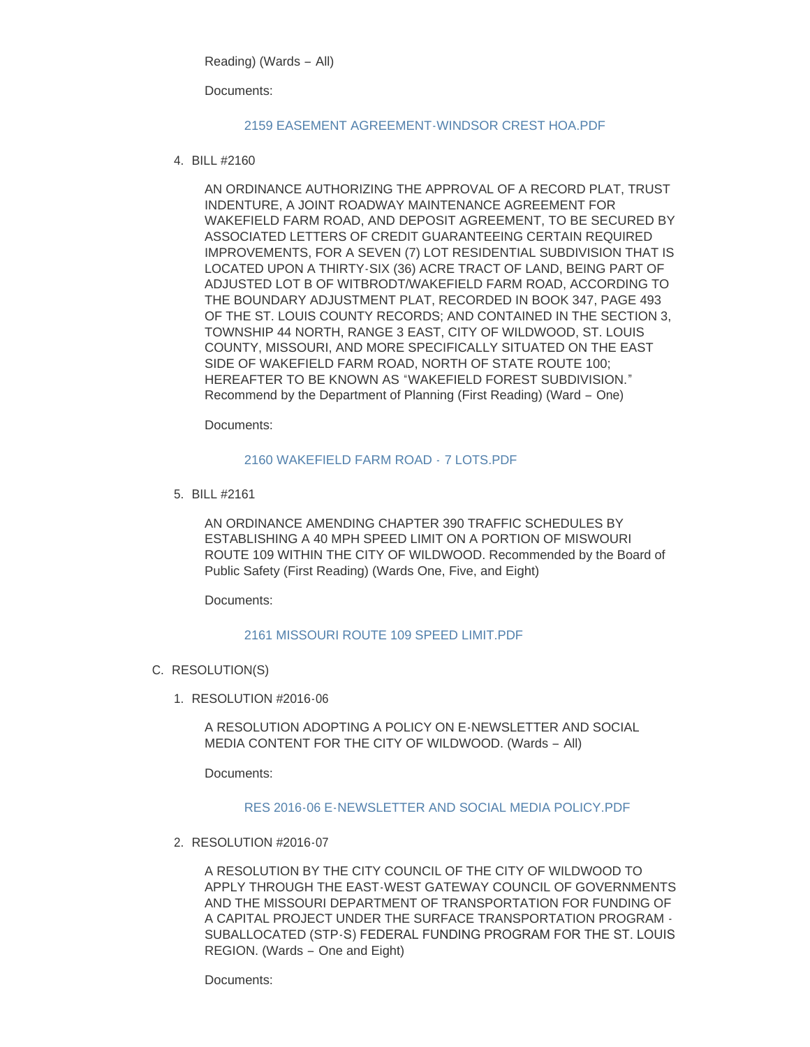Reading) (Wards – All)

Documents:

2159 EASEMENT AGREEMENT-WINDSOR CREST HOA.PDF

4. BILL #2160

   AN ORDINANCE AUTHORIZING THE APPROVAL OF A RECORD PLAT, TRUST INDENTURE, A JOINT ROADWAY MAINTENANCE AGREEMENT FOR WAKEFIELD FARM ROAD, AND DEPOSIT AGREEMENT, TO BE SECURED BY ASSOCIATED LETTERS OF CREDIT GUARANTEEING CERTAIN REQUIRED IMPROVEMENTS, FOR A SEVEN (7) LOT RESIDENTIAL SUBDIVISION THAT IS LOCATED UPON A THIRTY-SIX (36) ACRE TRACT OF LAND, BEING PART OF ADJUSTED LOT B OF WITBRODT/WAKEFIELD FARM ROAD, ACCORDING TO THE BOUNDARY ADJUSTMENT PLAT, RECORDED IN BOOK 347, PAGE 493 OF THE ST. LOUIS COUNTY RECORDS; AND CONTAINED IN THE SECTION 3, TOWNSHIP 44 NORTH, RANGE 3 EAST, CITY OF WILDWOOD, ST. LOUIS COUNTY, MISSOURI, AND MORE SPECIFICALLY SITUATED ON THE EAST SIDE OF WAKEFIELD FARM ROAD, NORTH OF STATE ROUTE 100; HEREAFTER TO BE KNOWN AS "WAKEFIELD FOREST SUBDIVISION." Recommend by the Department of Planning (First Reading) (Ward – One)

   Documents:

   2160 WAKEFIELD FARM ROAD - 7 LOTS.PDF

5. BILL #2161

   AN ORDINANCE AMENDING CHAPTER 390 TRAFFIC SCHEDULES BY ESTABLISHING A 40 MPH SPEED LIMIT ON A PORTION OF MISWOURI ROUTE 109 WITHIN THE CITY OF WILDWOOD. Recommended by the Board of Public Safety (First Reading) (Wards One, Five, and Eight)

   Documents:

   2161 MISSOURI ROUTE 109 SPEED LIMIT.PDF

C. RESOLUTION(S)

1. RESOLUTION #2016-06

   A RESOLUTION ADOPTING A POLICY ON E-NEWSLETTER AND SOCIAL MEDIA CONTENT FOR THE CITY OF WILDWOOD. (Wards – All)

   Documents:

   RES 2016-06 E-NEWSLETTER AND SOCIAL MEDIA POLICY.PDF

2. RESOLUTION #2016-07

   A RESOLUTION BY THE CITY COUNCIL OF THE CITY OF WILDWOOD TO APPLY THROUGH THE EAST-WEST GATEWAY COUNCIL OF GOVERNMENTS AND THE MISSOURI DEPARTMENT OF TRANSPORTATION FOR FUNDING OF A CAPITAL PROJECT UNDER THE SURFACE TRANSPORTATION PROGRAM - SUBALLOCATED (STP-S) FEDERAL FUNDING PROGRAM FOR THE ST. LOUIS REGION. (Wards – One and Eight)

   Documents: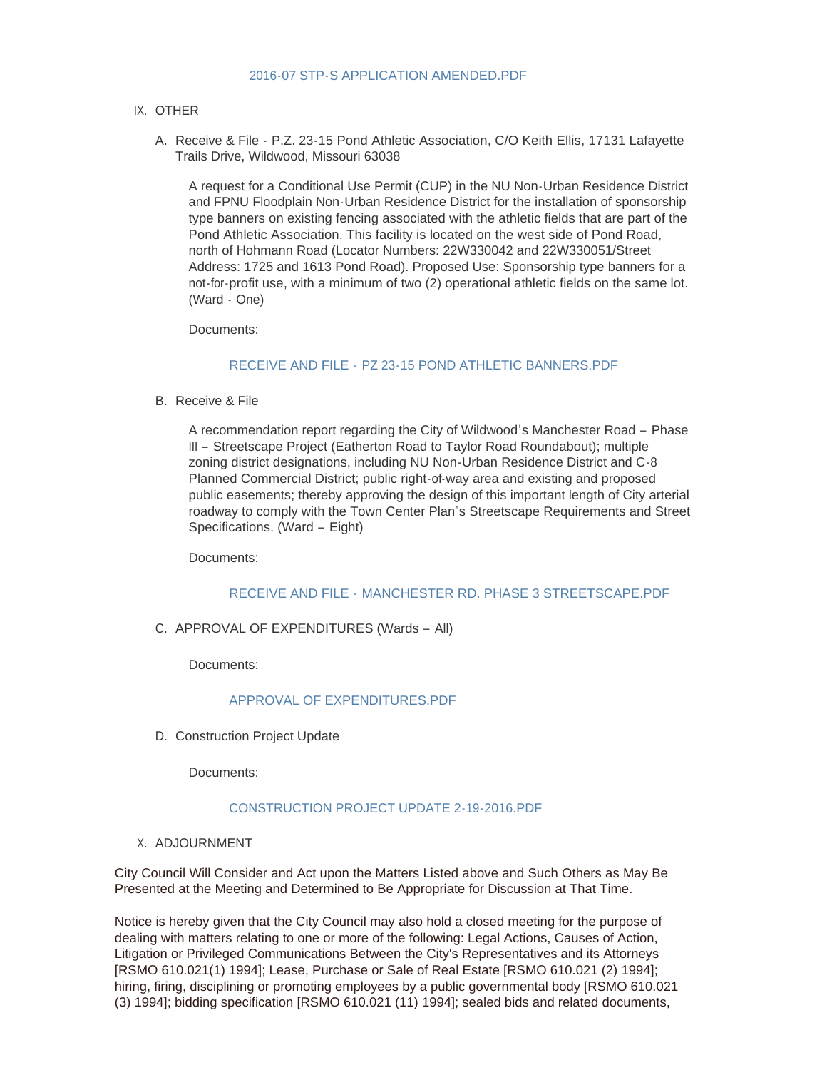2016-07 STP-S APPLICATION AMENDED.PDF

IX. OTHER

A. Receive & File - P.Z. 23-15 Pond Athletic Association, C/O Keith Ellis, 17131 Lafayette Trails Drive, Wildwood, Missouri 63038

   A request for a Conditional Use Permit (CUP) in the NU Non-Urban Residence District and FPNU Floodplain Non-Urban Residence District for the installation of sponsorship type banners on existing fencing associated with the athletic fields that are part of the Pond Athletic Association. This facility is located on the west side of Pond Road, north of Hohmann Road (Locator Numbers: 22W330042 and 22W330051/Street Address: 1725 and 1613 Pond Road). Proposed Use: Sponsorship type banners for a not-for-profit use, with a minimum of two (2) operational athletic fields on the same lot. (Ward - One)

   Documents:

   RECEIVE AND FILE - PZ 23-15 POND ATHLETIC BANNERS.PDF

B. Receive & File

   A recommendation report regarding the City of Wildwood's Manchester Road – Phase III – Streetscape Project (Eatherton Road to Taylor Road Roundabout); multiple zoning district designations, including NU Non-Urban Residence District and C-8 Planned Commercial District; public right-of-way area and existing and proposed public easements; thereby approving the design of this important length of City arterial roadway to comply with the Town Center Plan's Streetscape Requirements and Street Specifications. (Ward – Eight)

   Documents:

   RECEIVE AND FILE - MANCHESTER RD. PHASE 3 STREETSCAPE.PDF

C. APPROVAL OF EXPENDITURES (Wards – All)

   Documents:

   APPROVAL OF EXPENDITURES.PDF

D. Construction Project Update

   Documents:

   CONSTRUCTION PROJECT UPDATE 2-19-2016.PDF

X. ADJOURNMENT

City Council Will Consider and Act upon the Matters Listed above and Such Others as May Be Presented at the Meeting and Determined to Be Appropriate for Discussion at That Time.

Notice is hereby given that the City Council may also hold a closed meeting for the purpose of dealing with matters relating to one or more of the following: Legal Actions, Causes of Action, Litigation or Privileged Communications Between the City's Representatives and its Attorneys [RSMO 610.021(1) 1994]; Lease, Purchase or Sale of Real Estate [RSMO 610.021 (2) 1994]; hiring, firing, disciplining or promoting employees by a public governmental body [RSMO 610.021 (3) 1994]; bidding specification [RSMO 610.021 (11) 1994]; sealed bids and related documents,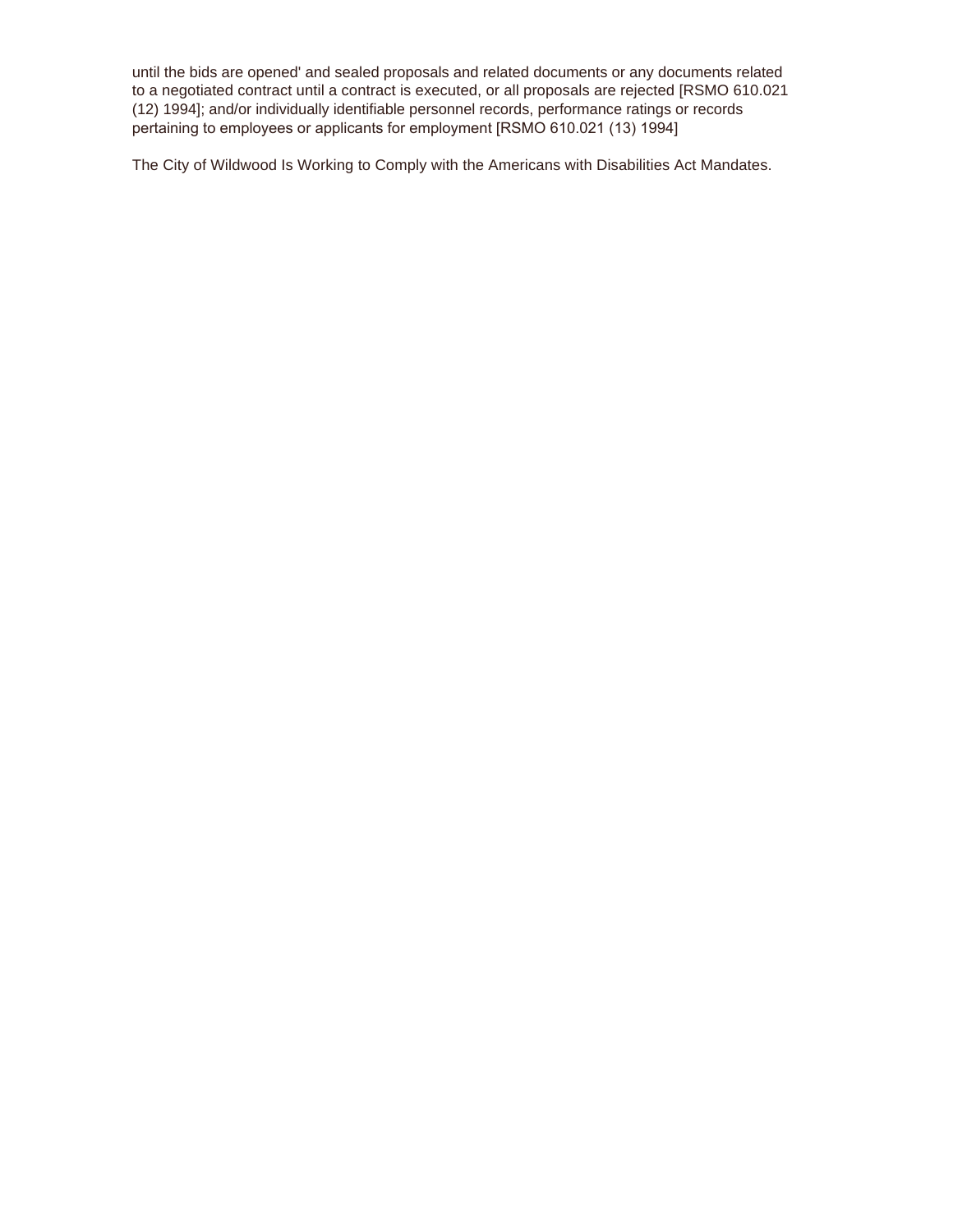until the bids are opened' and sealed proposals and related documents or any documents related to a negotiated contract until a contract is executed, or all proposals are rejected [RSMO 610.021 (12) 1994]; and/or individually identifiable personnel records, performance ratings or records pertaining to employees or applicants for employment [RSMO 610.021 (13) 1994]

The City of Wildwood Is Working to Comply with the Americans with Disabilities Act Mandates.